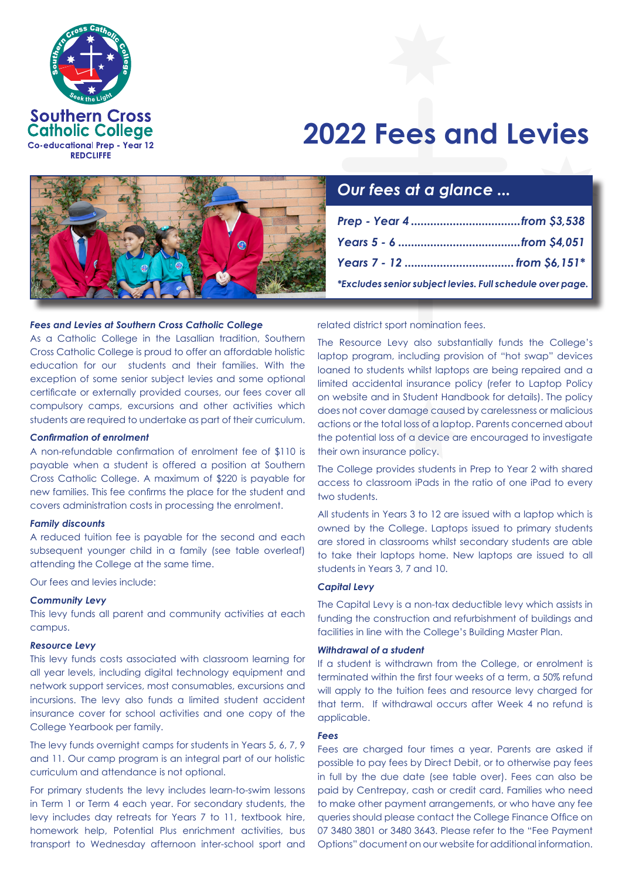Southern Cross Catholic College
Co-educational Prep - Year 12
REDCLIFFE

# 2022 Fees and Levies

## *Our fees at a glance ...*

| | |
|---|---|
| *Prep - Year 4* | *from $3,538* |
| *Years 5 - 6* | *from $4,051* |
| *Years 7 - 12* | *from $6,151** |

***Excludes senior subject levies. Full schedule over page.***

### *Fees and Levies at Southern Cross Catholic College*

As a Catholic College in the Lasallian tradition, Southern Cross Catholic College is proud to offer an affordable holistic education for our students and their families. With the exception of some senior subject levies and some optional certificate or externally provided courses, our fees cover all compulsory camps, excursions and other activities which students are required to undertake as part of their curriculum.

### *Confirmation of enrolment*

A non-refundable confirmation of enrolment fee of $110 is payable when a student is offered a position at Southern Cross Catholic College. A maximum of $220 is payable for new families. This fee confirms the place for the student and covers administration costs in processing the enrolment.

### *Family discounts*

A reduced tuition fee is payable for the second and each subsequent younger child in a family (see table overleaf) attending the College at the same time.

Our fees and levies include:

### *Community Levy*

This levy funds all parent and community activities at each campus.

### *Resource Levy*

This levy funds costs associated with classroom learning for all year levels, including digital technology equipment and network support services, most consumables, excursions and incursions. The levy also funds a limited student accident insurance cover for school activities and one copy of the College Yearbook per family.

The levy funds overnight camps for students in Years 5, 6, 7, 9 and 11. Our camp program is an integral part of our holistic curriculum and attendance is not optional.

For primary students the levy includes learn-to-swim lessons in Term 1 or Term 4 each year. For secondary students, the levy includes day retreats for Years 7 to 11, textbook hire, homework help, Potential Plus enrichment activities, bus transport to Wednesday afternoon inter-school sport and related district sport nomination fees.

The Resource Levy also substantially funds the College's laptop program, including provision of "hot swap" devices loaned to students whilst laptops are being repaired and a limited accidental insurance policy (refer to Laptop Policy on website and in Student Handbook for details). The policy does not cover damage caused by carelessness or malicious actions or the total loss of a laptop. Parents concerned about the potential loss of a device are encouraged to investigate their own insurance policy.

The College provides students in Prep to Year 2 with shared access to classroom iPads in the ratio of one iPad to every two students.

All students in Years 3 to 12 are issued with a laptop which is owned by the College. Laptops issued to primary students are stored in classrooms whilst secondary students are able to take their laptops home. New laptops are issued to all students in Years 3, 7 and 10.

### *Capital Levy*

The Capital Levy is a non-tax deductible levy which assists in funding the construction and refurbishment of buildings and facilities in line with the College's Building Master Plan.

### *Withdrawal of a student*

If a student is withdrawn from the College, or enrolment is terminated within the first four weeks of a term, a 50% refund will apply to the tuition fees and resource levy charged for that term. If withdrawal occurs after Week 4 no refund is applicable.

### *Fees*

Fees are charged four times a year. Parents are asked if possible to pay fees by Direct Debit, or to otherwise pay fees in full by the due date (see table over). Fees can also be paid by Centrepay, cash or credit card. Families who need to make other payment arrangements, or who have any fee queries should please contact the College Finance Office on 07 3480 3801 or 3480 3643. Please refer to the "Fee Payment Options" document on our website for additional information.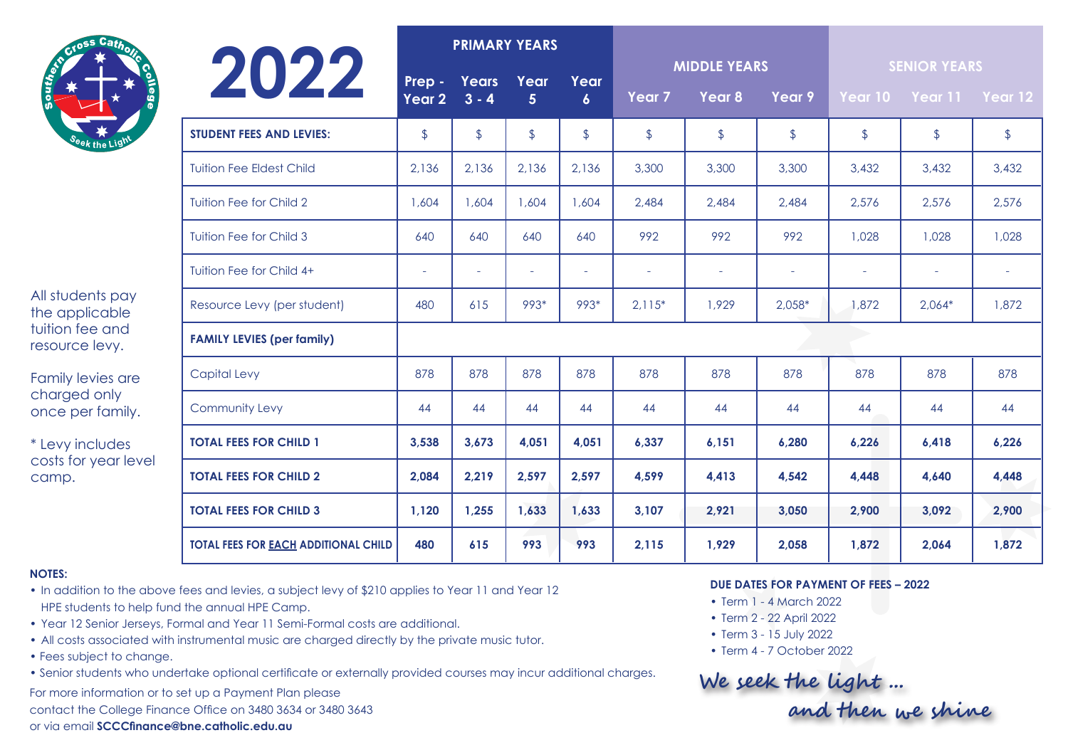# 2022

All students pay the applicable tuition fee and resource levy.

Family levies are charged only once per family.

\* Levy includes costs for year level camp.

| | PRIMARY YEARS | | | | MIDDLE YEARS | | | SENIOR YEARS | | |
|---|---|---|---|---|---|---|---|---|---|---|
| | Prep - Year 2 | Years 3 - 4 | Year 5 | Year 6 | Year 7 | Year 8 | Year 9 | Year 10 | Year 11 | Year 12 |
| **STUDENT FEES AND LEVIES:** | $ | $ | $ | $ | $ | $ | $ | $ | $ | $ |
| Tuition Fee Eldest Child | 2,136 | 2,136 | 2,136 | 2,136 | 3,300 | 3,300 | 3,300 | 3,432 | 3,432 | 3,432 |
| Tuition Fee for Child 2 | 1,604 | 1,604 | 1,604 | 1,604 | 2,484 | 2,484 | 2,484 | 2,576 | 2,576 | 2,576 |
| Tuition Fee for Child 3 | 640 | 640 | 640 | 640 | 992 | 992 | 992 | 1,028 | 1,028 | 1,028 |
| Tuition Fee for Child 4+ | - | - | - | - | - | - | - | - | - | - |
| Resource Levy (per student) | 480 | 615 | 993* | 993* | 2,115* | 1,929 | 2,058* | 1,872 | 2,064* | 1,872 |
| **FAMILY LEVIES (per family)** | | | | | | | | | | |
| Capital Levy | 878 | 878 | 878 | 878 | 878 | 878 | 878 | 878 | 878 | 878 |
| Community Levy | 44 | 44 | 44 | 44 | 44 | 44 | 44 | 44 | 44 | 44 |
| **TOTAL FEES FOR CHILD 1** | **3,538** | **3,673** | **4,051** | **4,051** | **6,337** | **6,151** | **6,280** | **6,226** | **6,418** | **6,226** |
| **TOTAL FEES FOR CHILD 2** | **2,084** | **2,219** | **2,597** | **2,597** | **4,599** | **4,413** | **4,542** | **4,448** | **4,640** | **4,448** |
| **TOTAL FEES FOR CHILD 3** | **1,120** | **1,255** | **1,633** | **1,633** | **3,107** | **2,921** | **3,050** | **2,900** | **3,092** | **2,900** |
| **TOTAL FEES FOR EACH ADDITIONAL CHILD** | **480** | **615** | **993** | **993** | **2,115** | **1,929** | **2,058** | **1,872** | **2,064** | **1,872** |

**NOTES:**

- In addition to the above fees and levies, a subject levy of $210 applies to Year 11 and Year 12 HPE students to help fund the annual HPE Camp.
- Year 12 Senior Jerseys, Formal and Year 11 Semi-Formal costs are additional.
- All costs associated with instrumental music are charged directly by the private music tutor.
- Fees subject to change.
- Senior students who undertake optional certificate or externally provided courses may incur additional charges.

For more information or to set up a Payment Plan please contact the College Finance Office on 3480 3634 or 3480 3643 or via email **SCCCfinance@bne.catholic.edu.au**

**DUE DATES FOR PAYMENT OF FEES – 2022**

- Term 1 - 4 March 2022
- Term 2 - 22 April 2022
- Term 3 - 15 July 2022
- Term 4 - 7 October 2022

*We seek the light ... and then we shine*